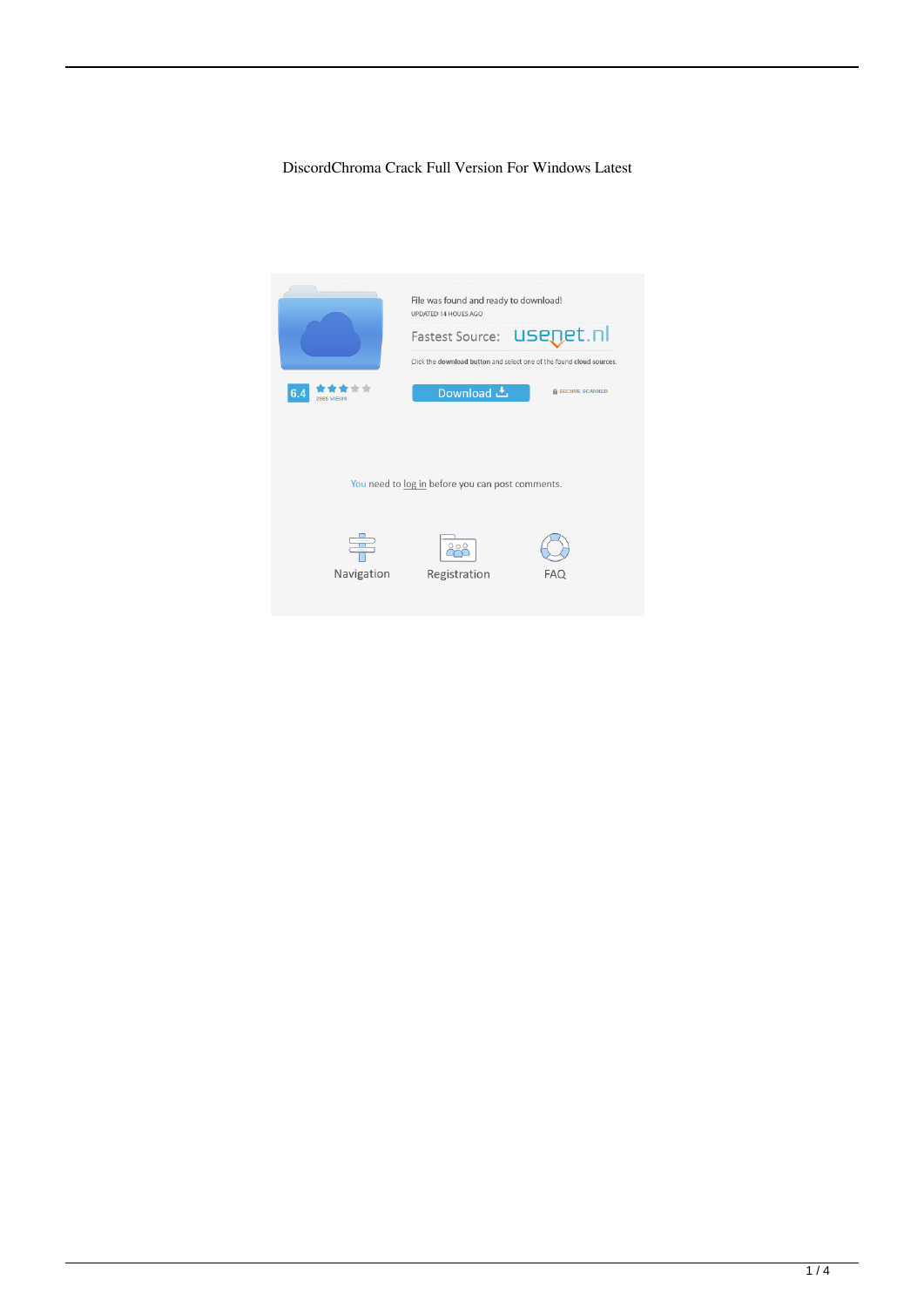DiscordChroma Crack Full Version For Windows Latest

File was found and ready to download!

UPDATED 14 HOURS AGO

Fastest Source: usenet.nl

Click the download button and select one of the found cloud sources.

6.4

2866 VIEWS

Download

SECURE SCANNED

You need to log in before you can post comments.

Navigation

Registration

FAQ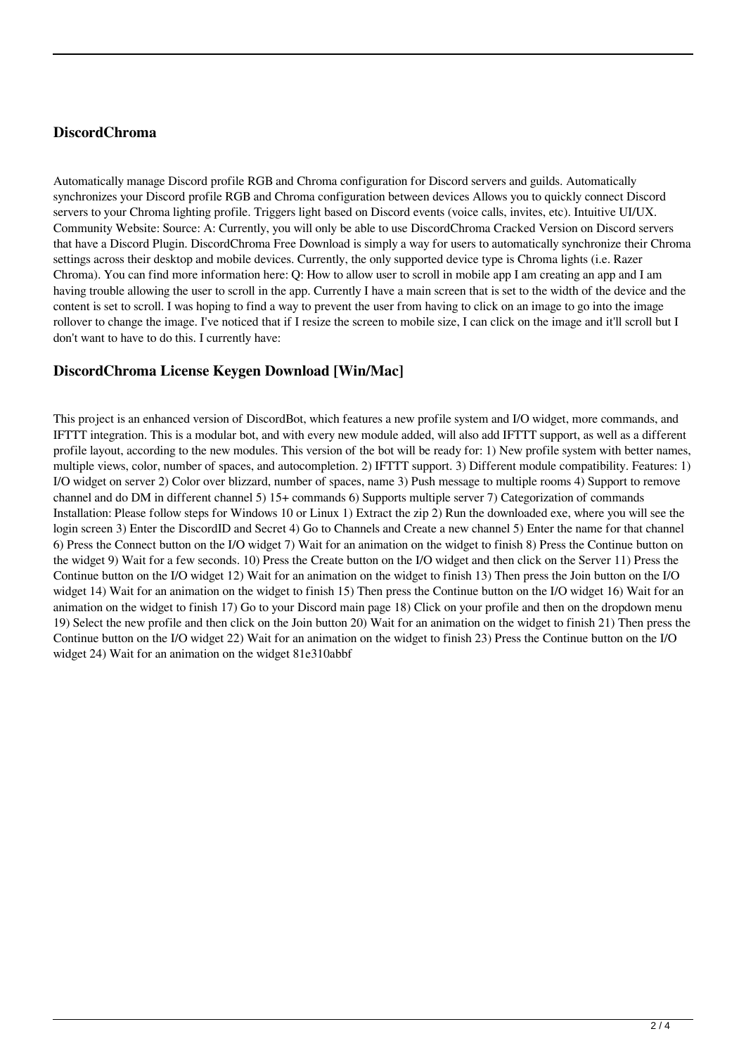## DiscordChroma

Automatically manage Discord profile RGB and Chroma configuration for Discord servers and guilds. Automatically synchronizes your Discord profile RGB and Chroma configuration between devices Allows you to quickly connect Discord servers to your Chroma lighting profile. Triggers light based on Discord events (voice calls, invites, etc). Intuitive UI/UX. Community Website: Source: A: Currently, you will only be able to use DiscordChroma Cracked Version on Discord servers that have a Discord Plugin. DiscordChroma Free Download is simply a way for users to automatically synchronize their Chroma settings across their desktop and mobile devices. Currently, the only supported device type is Chroma lights (i.e. Razer Chroma). You can find more information here: Q: How to allow user to scroll in mobile app I am creating an app and I am having trouble allowing the user to scroll in the app. Currently I have a main screen that is set to the width of the device and the content is set to scroll. I was hoping to find a way to prevent the user from having to click on an image to go into the image rollover to change the image. I've noticed that if I resize the screen to mobile size, I can click on the image and it'll scroll but I don't want to have to do this. I currently have:

## DiscordChroma License Keygen Download [Win/Mac]

This project is an enhanced version of DiscordBot, which features a new profile system and I/O widget, more commands, and IFTTT integration. This is a modular bot, and with every new module added, will also add IFTTT support, as well as a different profile layout, according to the new modules. This version of the bot will be ready for: 1) New profile system with better names, multiple views, color, number of spaces, and autocompletion. 2) IFTTT support. 3) Different module compatibility. Features: 1) I/O widget on server 2) Color over blizzard, number of spaces, name 3) Push message to multiple rooms 4) Support to remove channel and do DM in different channel 5) 15+ commands 6) Supports multiple server 7) Categorization of commands Installation: Please follow steps for Windows 10 or Linux 1) Extract the zip 2) Run the downloaded exe, where you will see the login screen 3) Enter the DiscordID and Secret 4) Go to Channels and Create a new channel 5) Enter the name for that channel 6) Press the Connect button on the I/O widget 7) Wait for an animation on the widget to finish 8) Press the Continue button on the widget 9) Wait for a few seconds. 10) Press the Create button on the I/O widget and then click on the Server 11) Press the Continue button on the I/O widget 12) Wait for an animation on the widget to finish 13) Then press the Join button on the I/O widget 14) Wait for an animation on the widget to finish 15) Then press the Continue button on the I/O widget 16) Wait for an animation on the widget to finish 17) Go to your Discord main page 18) Click on your profile and then on the dropdown menu 19) Select the new profile and then click on the Join button 20) Wait for an animation on the widget to finish 21) Then press the Continue button on the I/O widget 22) Wait for an animation on the widget to finish 23) Press the Continue button on the I/O widget 24) Wait for an animation on the widget 81e310abbf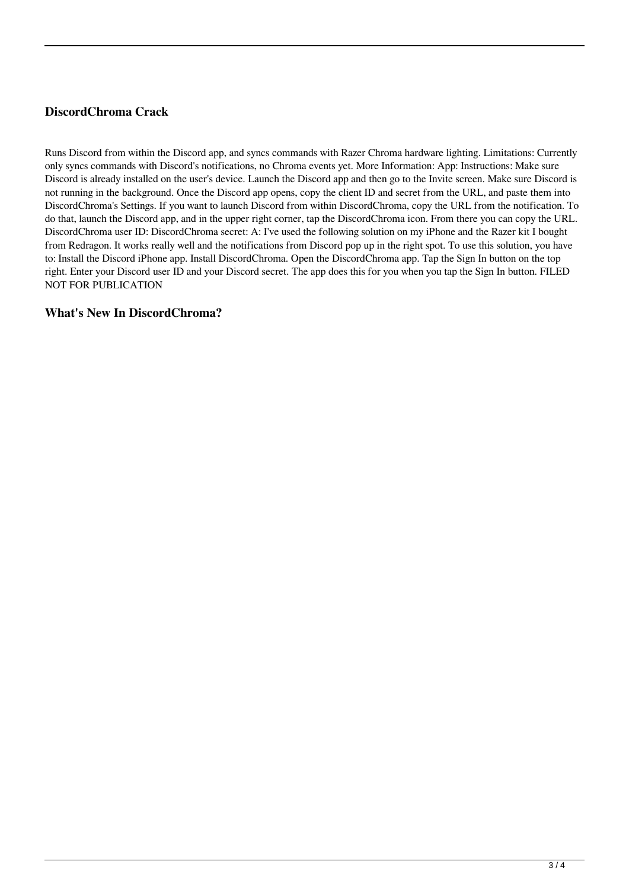### DiscordChroma Crack

Runs Discord from within the Discord app, and syncs commands with Razer Chroma hardware lighting. Limitations: Currently only syncs commands with Discord's notifications, no Chroma events yet. More Information: App: Instructions: Make sure Discord is already installed on the user's device. Launch the Discord app and then go to the Invite screen. Make sure Discord is not running in the background. Once the Discord app opens, copy the client ID and secret from the URL, and paste them into DiscordChroma's Settings. If you want to launch Discord from within DiscordChroma, copy the URL from the notification. To do that, launch the Discord app, and in the upper right corner, tap the DiscordChroma icon. From there you can copy the URL. DiscordChroma user ID: DiscordChroma secret: A: I've used the following solution on my iPhone and the Razer kit I bought from Redragon. It works really well and the notifications from Discord pop up in the right spot. To use this solution, you have to: Install the Discord iPhone app. Install DiscordChroma. Open the DiscordChroma app. Tap the Sign In button on the top right. Enter your Discord user ID and your Discord secret. The app does this for you when you tap the Sign In button. FILED NOT FOR PUBLICATION

### What's New In DiscordChroma?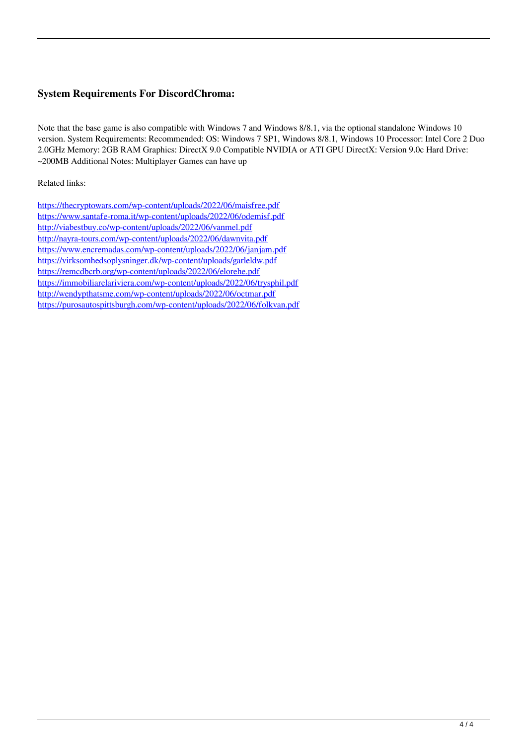### System Requirements For DiscordChroma:

Note that the base game is also compatible with Windows 7 and Windows 8/8.1, via the optional standalone Windows 10 version. System Requirements: Recommended: OS: Windows 7 SP1, Windows 8/8.1, Windows 10 Processor: Intel Core 2 Duo 2.0GHz Memory: 2GB RAM Graphics: DirectX 9.0 Compatible NVIDIA or ATI GPU DirectX: Version 9.0c Hard Drive: ~200MB Additional Notes: Multiplayer Games can have up

Related links:

https://thecryptowars.com/wp-content/uploads/2022/06/maisfree.pdf
https://www.santafe-roma.it/wp-content/uploads/2022/06/odemisf.pdf
http://viabestbuy.co/wp-content/uploads/2022/06/vanmel.pdf
http://nayra-tours.com/wp-content/uploads/2022/06/dawnvita.pdf
https://www.encremadas.com/wp-content/uploads/2022/06/janjam.pdf
https://virksomhedsoplysninger.dk/wp-content/uploads/garleldw.pdf
https://remcdbcrb.org/wp-content/uploads/2022/06/elorehe.pdf
https://immobiliarelariviera.com/wp-content/uploads/2022/06/trysphil.pdf
http://wendypthatsme.com/wp-content/uploads/2022/06/octmar.pdf
https://purosautospittsburgh.com/wp-content/uploads/2022/06/folkvan.pdf